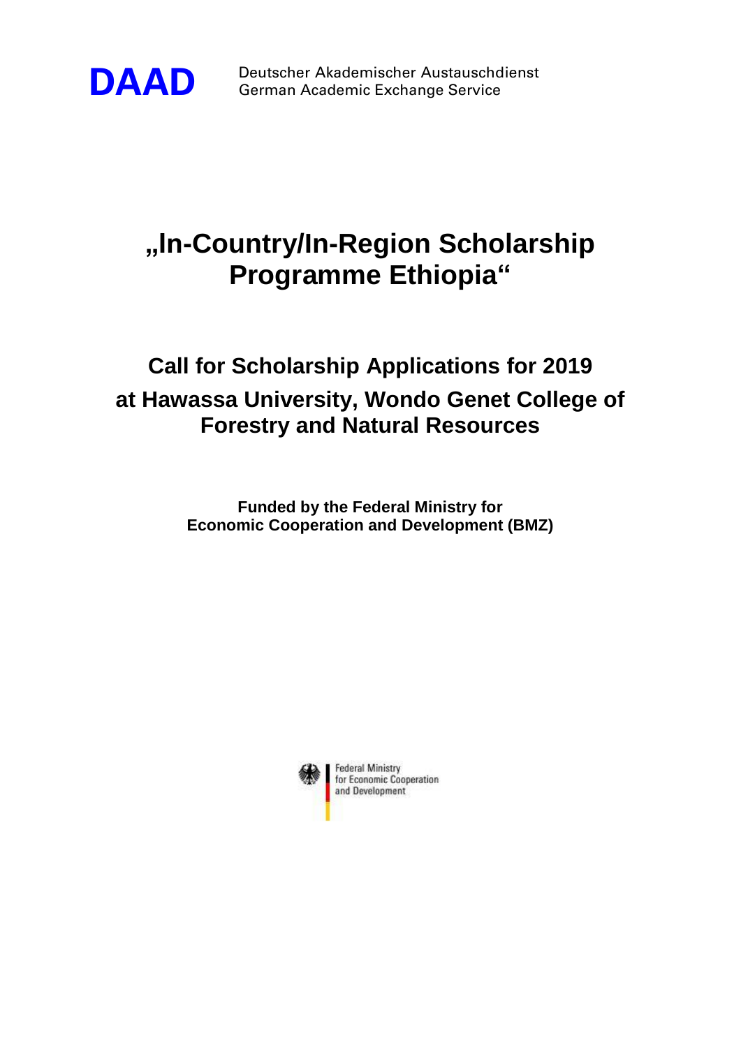**DAAD** Deutscher Akademischer Austauschdienst
German Academic Exchange Service

# „In-Country/In-Region Scholarship Programme Ethiopia“

## Call for Scholarship Applications for 2019 at Hawassa University, Wondo Genet College of Forestry and Natural Resources

**Funded by the Federal Ministry for Economic Cooperation and Development (BMZ)**

Federal Ministry for Economic Cooperation and Development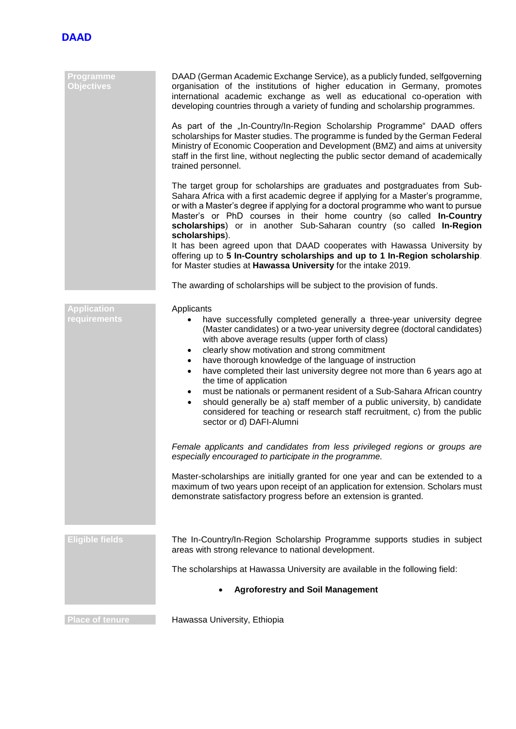**DAAD**

## Programme Objectives

DAAD (German Academic Exchange Service), as a publicly funded, selfgoverning organisation of the institutions of higher education in Germany, promotes international academic exchange as well as educational co-operation with developing countries through a variety of funding and scholarship programmes.

As part of the „In-Country/In-Region Scholarship Programme“ DAAD offers scholarships for Master studies. The programme is funded by the German Federal Ministry of Economic Cooperation and Development (BMZ) and aims at university staff in the first line, without neglecting the public sector demand of academically trained personnel.

The target group for scholarships are graduates and postgraduates from Sub-Sahara Africa with a first academic degree if applying for a Master's programme, or with a Master's degree if applying for a doctoral programme who want to pursue Master's or PhD courses in their home country (so called **In-Country scholarships**) or in another Sub-Saharan country (so called **In-Region scholarships**).
It has been agreed upon that DAAD cooperates with Hawassa University by offering up to **5 In-Country scholarships and up to 1 In-Region scholarship**. for Master studies at **Hawassa University** for the intake 2019.

The awarding of scholarships will be subject to the provision of funds.

## Application requirements

Applicants

- have successfully completed generally a three-year university degree (Master candidates) or a two-year university degree (doctoral candidates) with above average results (upper forth of class)
- clearly show motivation and strong commitment
- have thorough knowledge of the language of instruction
- have completed their last university degree not more than 6 years ago at the time of application
- must be nationals or permanent resident of a Sub-Sahara African country
- should generally be a) staff member of a public university, b) candidate considered for teaching or research staff recruitment, c) from the public sector or d) DAFI-Alumni

*Female applicants and candidates from less privileged regions or groups are especially encouraged to participate in the programme.*

Master-scholarships are initially granted for one year and can be extended to a maximum of two years upon receipt of an application for extension. Scholars must demonstrate satisfactory progress before an extension is granted.

## Eligible fields

The In-Country/In-Region Scholarship Programme supports studies in subject areas with strong relevance to national development.

The scholarships at Hawassa University are available in the following field:

- **Agroforestry and Soil Management**

## Place of tenure

Hawassa University, Ethiopia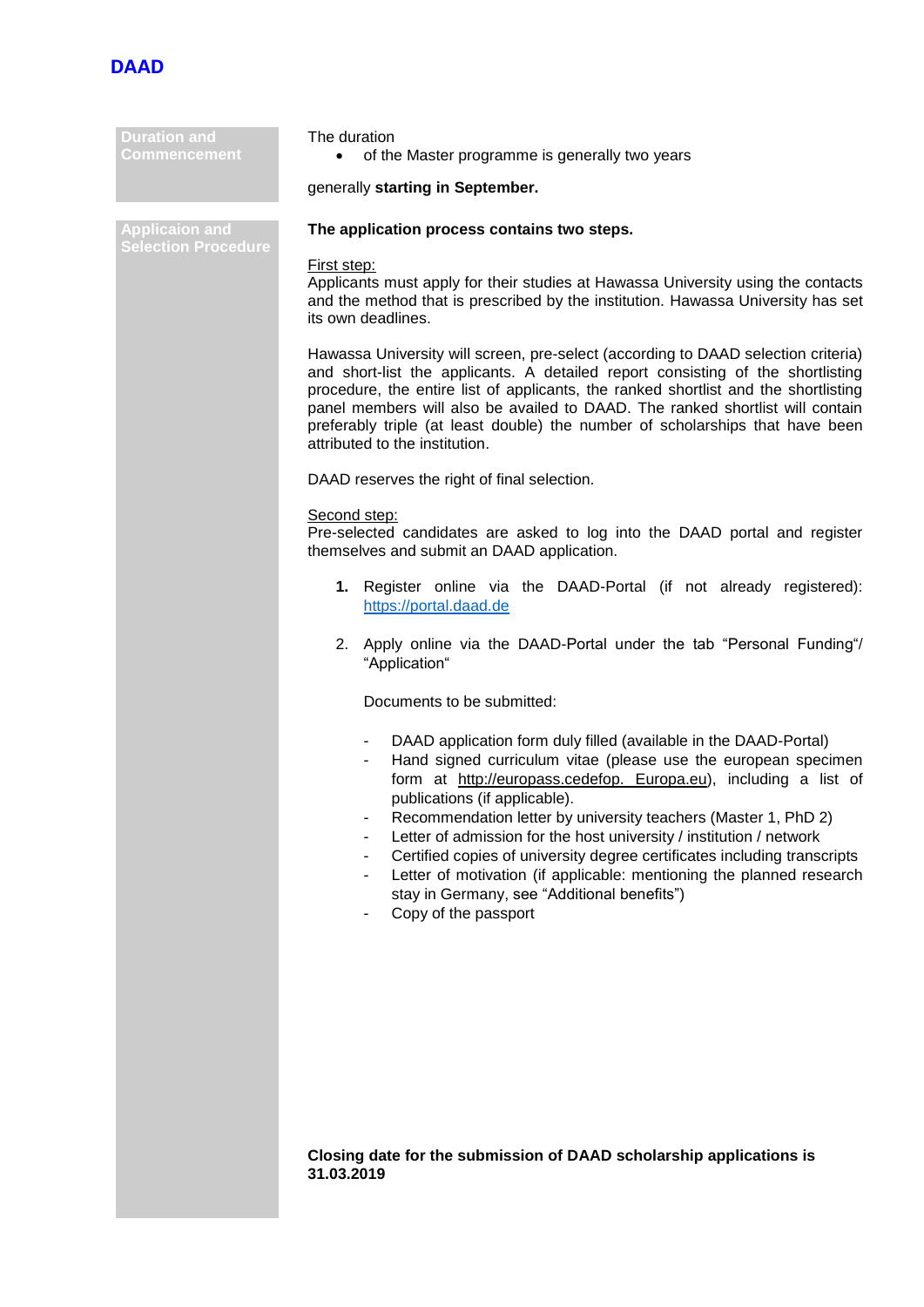**DAAD**

## Duration and Commencement

The duration

- of the Master programme is generally two years

generally **starting in September.**

## Applicaion and Selection Procedure

**The application process contains two steps.**

First step:
Applicants must apply for their studies at Hawassa University using the contacts and the method that is prescribed by the institution. Hawassa University has set its own deadlines.

Hawassa University will screen, pre-select (according to DAAD selection criteria) and short-list the applicants. A detailed report consisting of the shortlisting procedure, the entire list of applicants, the ranked shortlist and the shortlisting panel members will also be availed to DAAD. The ranked shortlist will contain preferably triple (at least double) the number of scholarships that have been attributed to the institution.

DAAD reserves the right of final selection.

Second step:
Pre-selected candidates are asked to log into the DAAD portal and register themselves and submit an DAAD application.

1. Register online via the DAAD-Portal (if not already registered): https://portal.daad.de

2. Apply online via the DAAD-Portal under the tab "Personal Funding"/ "Application"

   Documents to be submitted:

   - DAAD application form duly filled (available in the DAAD-Portal)
   - Hand signed curriculum vitae (please use the european specimen form at http://europass.cedefop. Europa.eu), including a list of publications (if applicable).
   - Recommendation letter by university teachers (Master 1, PhD 2)
   - Letter of admission for the host university / institution / network
   - Certified copies of university degree certificates including transcripts
   - Letter of motivation (if applicable: mentioning the planned research stay in Germany, see "Additional benefits")
   - Copy of the passport

**Closing date for the submission of DAAD scholarship applications is 31.03.2019**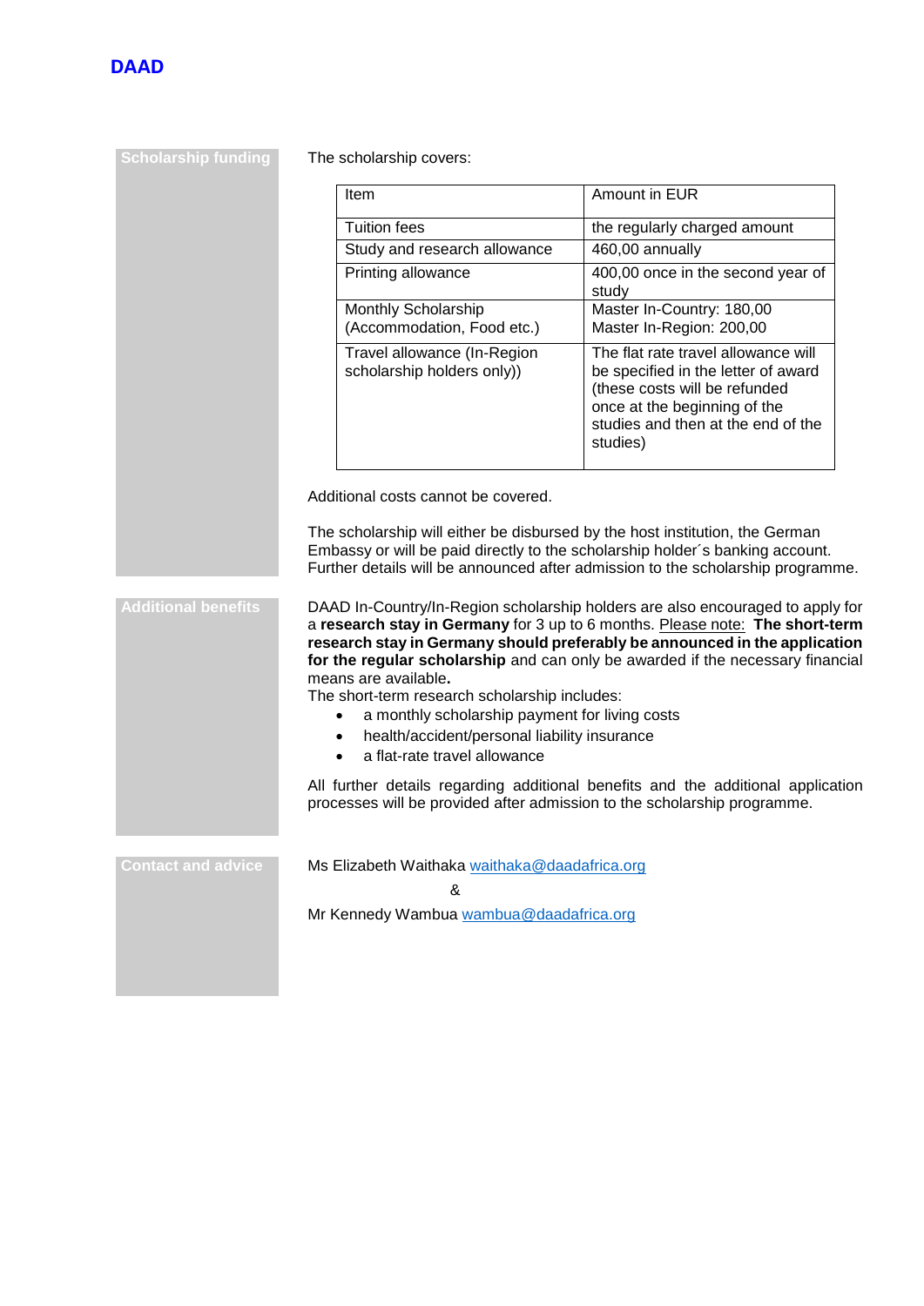## Scholarship funding

The scholarship covers:

| Item | Amount in EUR |
|---|---|
| Tuition fees | the regularly charged amount |
| Study and research allowance | 460,00 annually |
| Printing allowance | 400,00 once in the second year of study |
| Monthly Scholarship (Accommodation, Food etc.) | Master In-Country: 180,00<br>Master In-Region: 200,00 |
| Travel allowance (In-Region scholarship holders only)) | The flat rate travel allowance will be specified in the letter of award (these costs will be refunded once at the beginning of the studies and then at the end of the studies) |

Additional costs cannot be covered.

The scholarship will either be disbursed by the host institution, the German Embassy or will be paid directly to the scholarship holder´s banking account. Further details will be announced after admission to the scholarship programme.

## Additional benefits

DAAD In-Country/In-Region scholarship holders are also encouraged to apply for a **research stay in Germany** for 3 up to 6 months. Please note: **The short-term research stay in Germany should preferably be announced in the application for the regular scholarship** and can only be awarded if the necessary financial means are available**.**
The short-term research scholarship includes:

- a monthly scholarship payment for living costs
- health/accident/personal liability insurance
- a flat-rate travel allowance

All further details regarding additional benefits and the additional application processes will be provided after admission to the scholarship programme.

## Contact and advice

Ms Elizabeth Waithaka waithaka@daadafrica.org

&

Mr Kennedy Wambua wambua@daadafrica.org